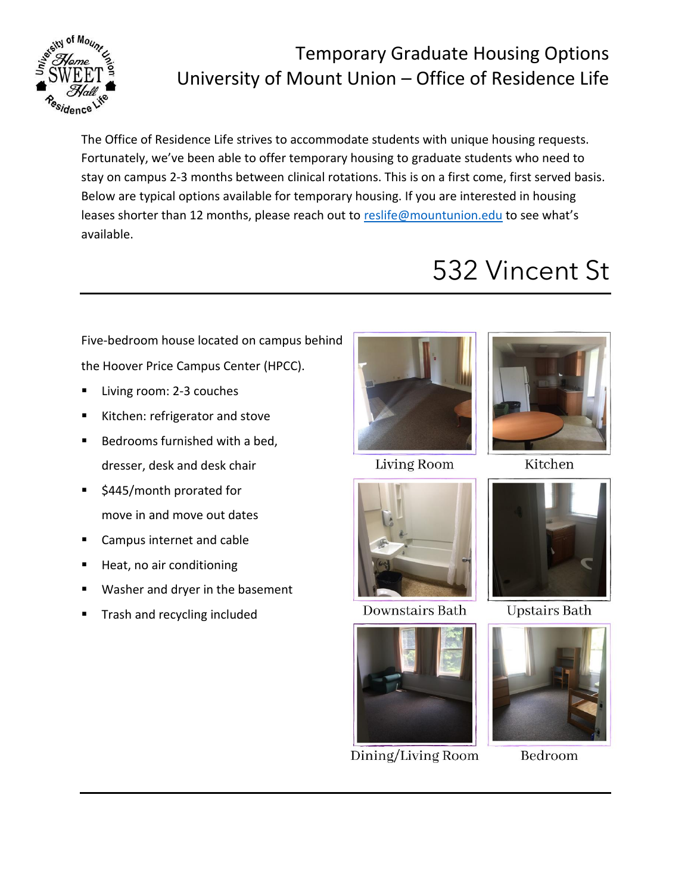# Temporary Graduate Housing Options
## University of Mount Union – Office of Residence Life

The Office of Residence Life strives to accommodate students with unique housing requests. Fortunately, we've been able to offer temporary housing to graduate students who need to stay on campus 2-3 months between clinical rotations. This is on a first come, first served basis. Below are typical options available for temporary housing. If you are interested in housing leases shorter than 12 months, please reach out to reslife@mountunion.edu to see what's available.

## 532 Vincent St

Five-bedroom house located on campus behind the Hoover Price Campus Center (HPCC).

- Living room: 2-3 couches
- Kitchen: refrigerator and stove
- Bedrooms furnished with a bed, dresser, desk and desk chair
- $445/month prorated for move in and move out dates
- Campus internet and cable
- Heat, no air conditioning
- Washer and dryer in the basement
- Trash and recycling included

Living Room

Kitchen

Downstairs Bath

Upstairs Bath

Dining/Living Room

Bedroom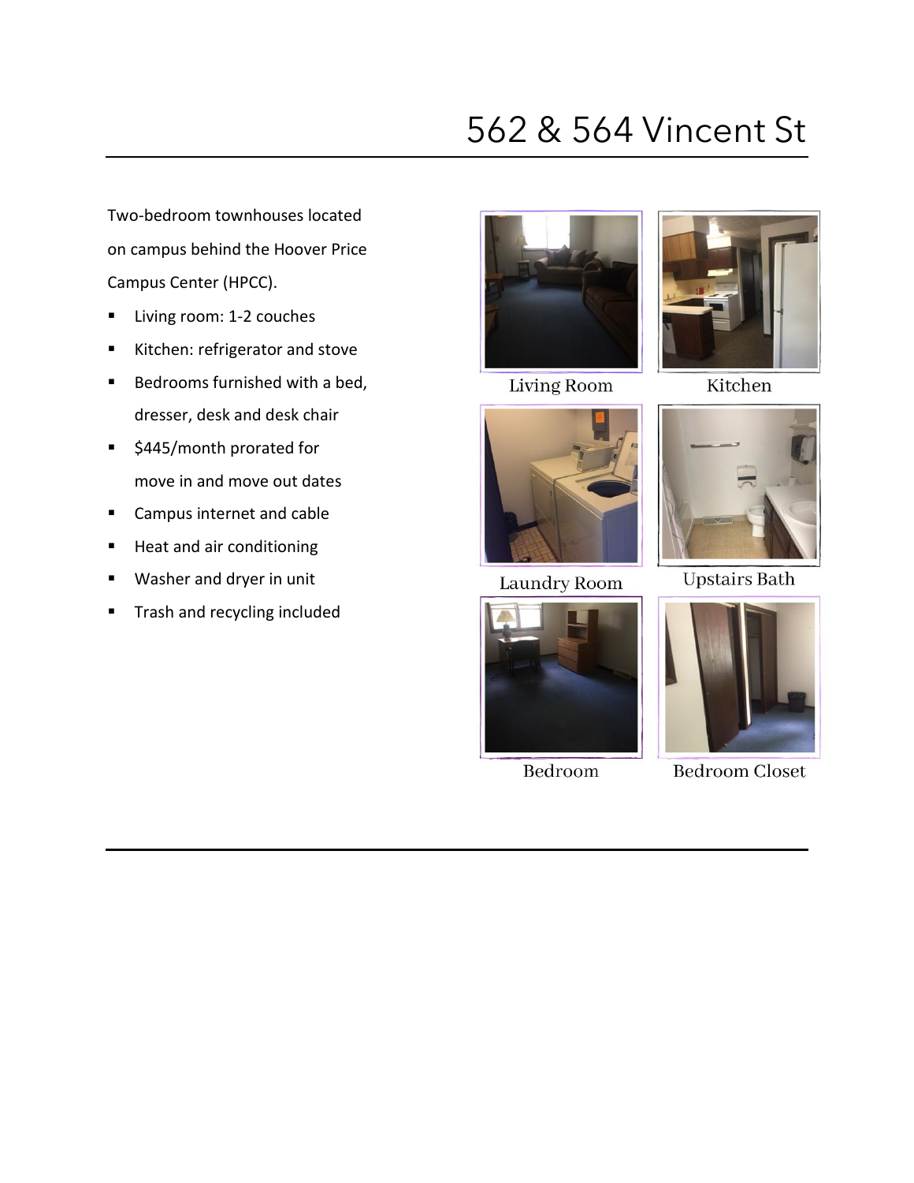# 562 & 564 Vincent St

Two-bedroom townhouses located on campus behind the Hoover Price Campus Center (HPCC).

- Living room: 1-2 couches
- Kitchen: refrigerator and stove
- Bedrooms furnished with a bed, dresser, desk and desk chair
- $445/month prorated for move in and move out dates
- Campus internet and cable
- Heat and air conditioning
- Washer and dryer in unit
- Trash and recycling included

Living Room

Kitchen

Laundry Room

Upstairs Bath

Bedroom

Bedroom Closet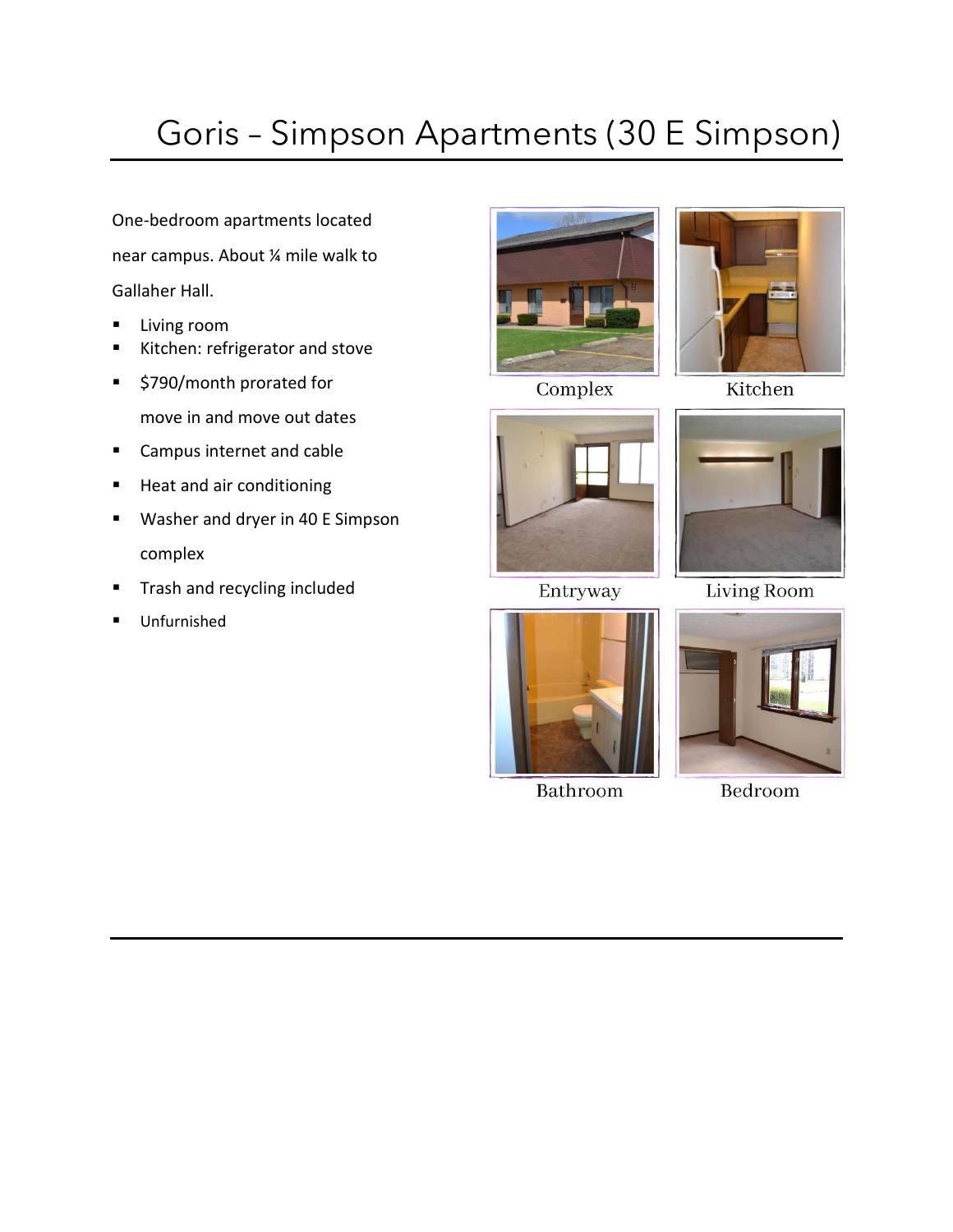# Goris – Simpson Apartments (30 E Simpson)

One-bedroom apartments located near campus. About ¼ mile walk to Gallaher Hall.

- Living room
- Kitchen: refrigerator and stove
- $790/month prorated for move in and move out dates
- Campus internet and cable
- Heat and air conditioning
- Washer and dryer in 40 E Simpson complex
- Trash and recycling included
- Unfurnished

Complex

Kitchen

Entryway

Living Room

Bathroom

Bedroom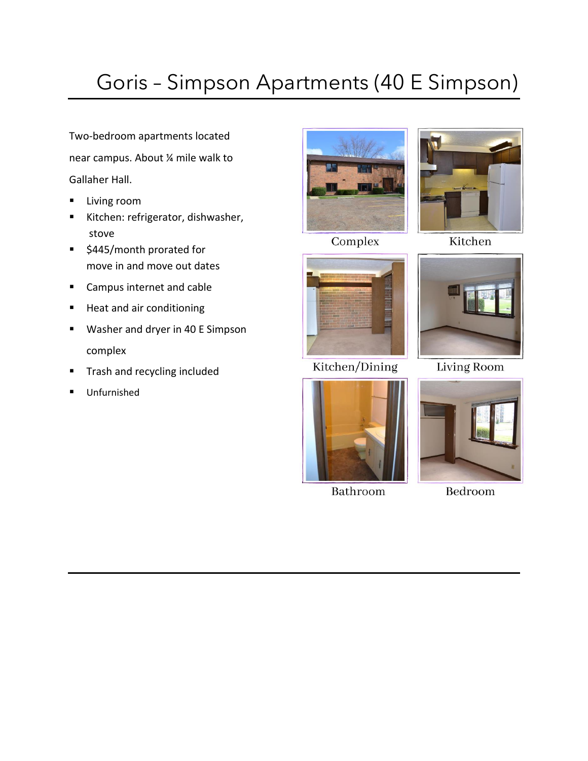# Goris – Simpson Apartments (40 E Simpson)

Two-bedroom apartments located near campus. About ¼ mile walk to Gallaher Hall.

- Living room
- Kitchen: refrigerator, dishwasher, stove
- $445/month prorated for move in and move out dates
- Campus internet and cable
- Heat and air conditioning
- Washer and dryer in 40 E Simpson complex
- Trash and recycling included
- Unfurnished

Complex

Kitchen

Kitchen/Dining

Living Room

Bathroom

Bedroom